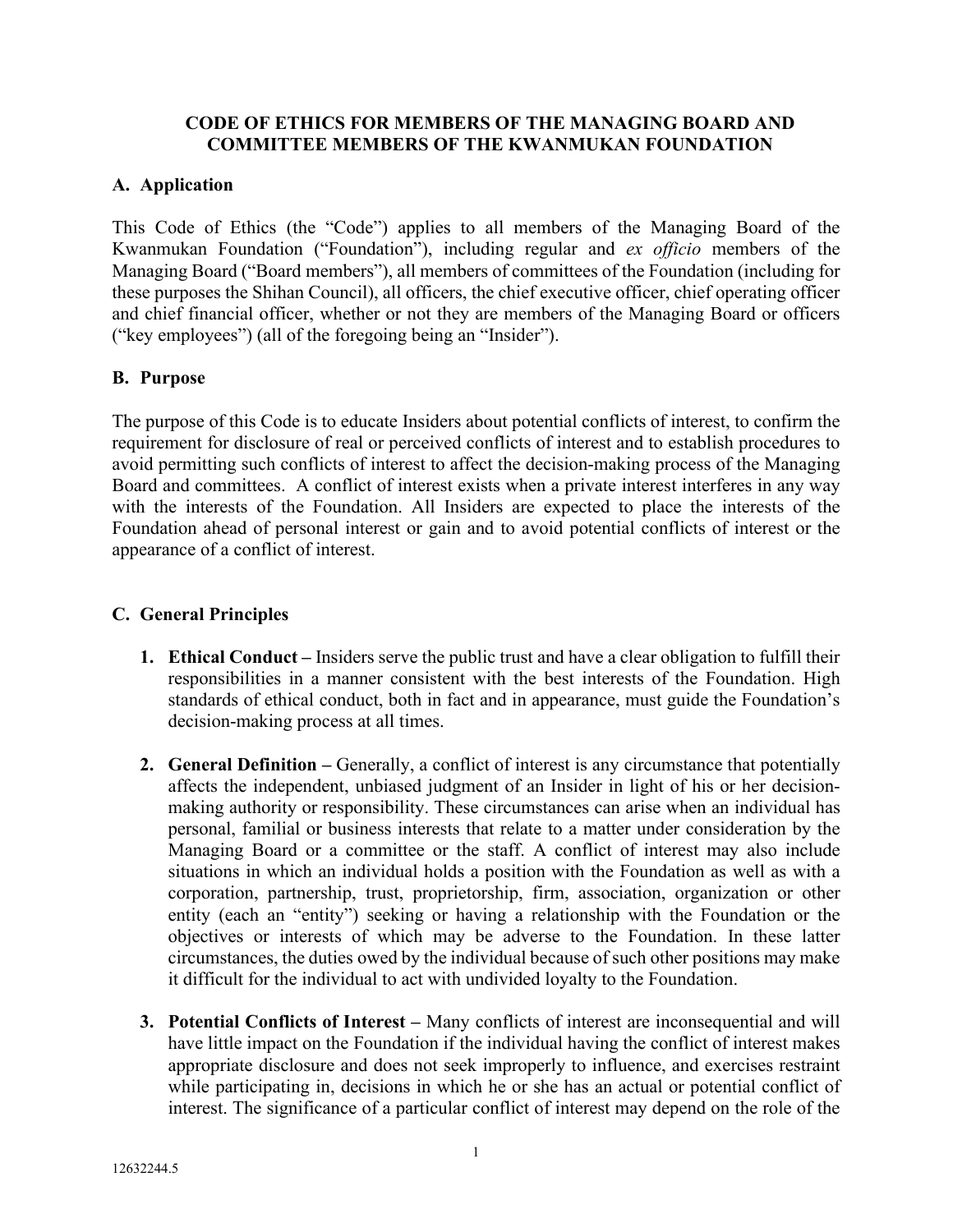# CODE OF ETHICS FOR MEMBERS OF THE MANAGING BOARD AND COMMITTEE MEMBERS OF THE KWANMUKAN FOUNDATION

## A. Application

This Code of Ethics (the "Code") applies to all members of the Managing Board of the Kwanmukan Foundation ("Foundation"), including regular and *ex officio* members of the Managing Board ("Board members"), all members of committees of the Foundation (including for these purposes the Shihan Council), all officers, the chief executive officer, chief operating officer and chief financial officer, whether or not they are members of the Managing Board or officers ("key employees") (all of the foregoing being an "Insider").

## B. Purpose

The purpose of this Code is to educate Insiders about potential conflicts of interest, to confirm the requirement for disclosure of real or perceived conflicts of interest and to establish procedures to avoid permitting such conflicts of interest to affect the decision-making process of the Managing Board and committees. A conflict of interest exists when a private interest interferes in any way with the interests of the Foundation. All Insiders are expected to place the interests of the Foundation ahead of personal interest or gain and to avoid potential conflicts of interest or the appearance of a conflict of interest.

## C. General Principles

1. **Ethical Conduct –** Insiders serve the public trust and have a clear obligation to fulfill their responsibilities in a manner consistent with the best interests of the Foundation. High standards of ethical conduct, both in fact and in appearance, must guide the Foundation's decision-making process at all times.

2. **General Definition –** Generally, a conflict of interest is any circumstance that potentially affects the independent, unbiased judgment of an Insider in light of his or her decision-making authority or responsibility. These circumstances can arise when an individual has personal, familial or business interests that relate to a matter under consideration by the Managing Board or a committee or the staff. A conflict of interest may also include situations in which an individual holds a position with the Foundation as well as with a corporation, partnership, trust, proprietorship, firm, association, organization or other entity (each an "entity") seeking or having a relationship with the Foundation or the objectives or interests of which may be adverse to the Foundation. In these latter circumstances, the duties owed by the individual because of such other positions may make it difficult for the individual to act with undivided loyalty to the Foundation.

3. **Potential Conflicts of Interest –** Many conflicts of interest are inconsequential and will have little impact on the Foundation if the individual having the conflict of interest makes appropriate disclosure and does not seek improperly to influence, and exercises restraint while participating in, decisions in which he or she has an actual or potential conflict of interest. The significance of a particular conflict of interest may depend on the role of the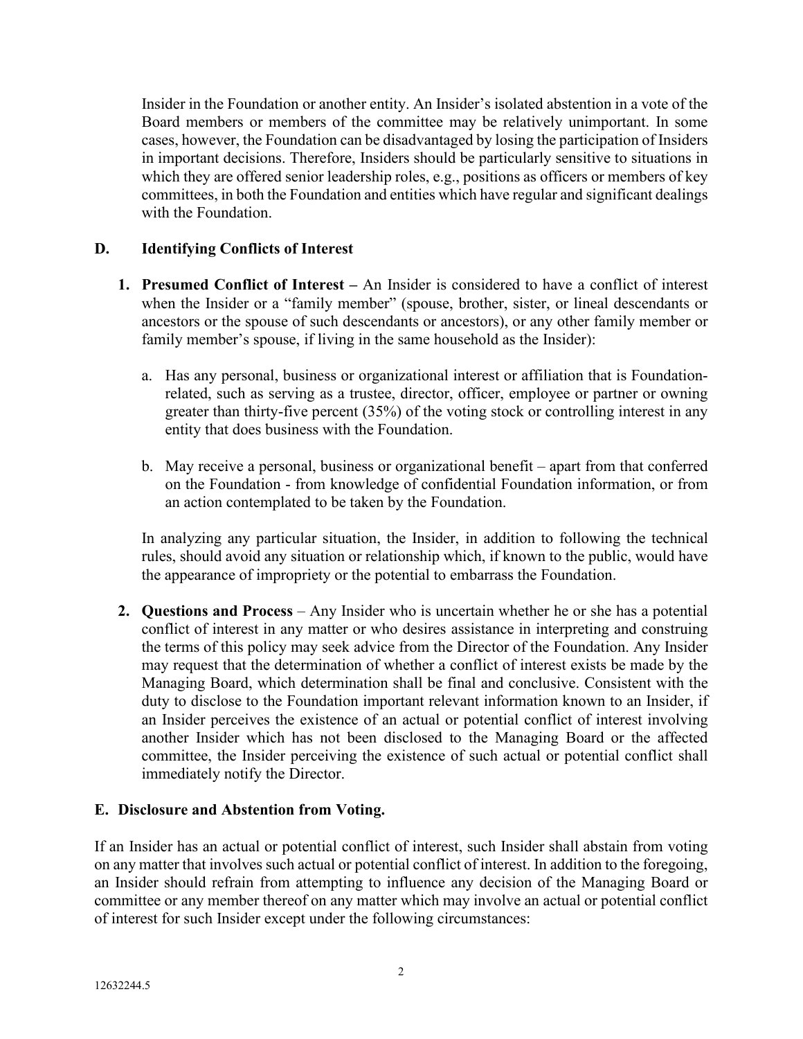Insider in the Foundation or another entity. An Insider's isolated abstention in a vote of the Board members or members of the committee may be relatively unimportant. In some cases, however, the Foundation can be disadvantaged by losing the participation of Insiders in important decisions. Therefore, Insiders should be particularly sensitive to situations in which they are offered senior leadership roles, e.g., positions as officers or members of key committees, in both the Foundation and entities which have regular and significant dealings with the Foundation.

### D. Identifying Conflicts of Interest

1. **Presumed Conflict of Interest –** An Insider is considered to have a conflict of interest when the Insider or a "family member" (spouse, brother, sister, or lineal descendants or ancestors or the spouse of such descendants or ancestors), or any other family member or family member's spouse, if living in the same household as the Insider):

   a. Has any personal, business or organizational interest or affiliation that is Foundation-related, such as serving as a trustee, director, officer, employee or partner or owning greater than thirty-five percent (35%) of the voting stock or controlling interest in any entity that does business with the Foundation.

   b. May receive a personal, business or organizational benefit – apart from that conferred on the Foundation - from knowledge of confidential Foundation information, or from an action contemplated to be taken by the Foundation.

   In analyzing any particular situation, the Insider, in addition to following the technical rules, should avoid any situation or relationship which, if known to the public, would have the appearance of impropriety or the potential to embarrass the Foundation.

2. **Questions and Process** – Any Insider who is uncertain whether he or she has a potential conflict of interest in any matter or who desires assistance in interpreting and construing the terms of this policy may seek advice from the Director of the Foundation. Any Insider may request that the determination of whether a conflict of interest exists be made by the Managing Board, which determination shall be final and conclusive. Consistent with the duty to disclose to the Foundation important relevant information known to an Insider, if an Insider perceives the existence of an actual or potential conflict of interest involving another Insider which has not been disclosed to the Managing Board or the affected committee, the Insider perceiving the existence of such actual or potential conflict shall immediately notify the Director.

### E. Disclosure and Abstention from Voting.

If an Insider has an actual or potential conflict of interest, such Insider shall abstain from voting on any matter that involves such actual or potential conflict of interest. In addition to the foregoing, an Insider should refrain from attempting to influence any decision of the Managing Board or committee or any member thereof on any matter which may involve an actual or potential conflict of interest for such Insider except under the following circumstances: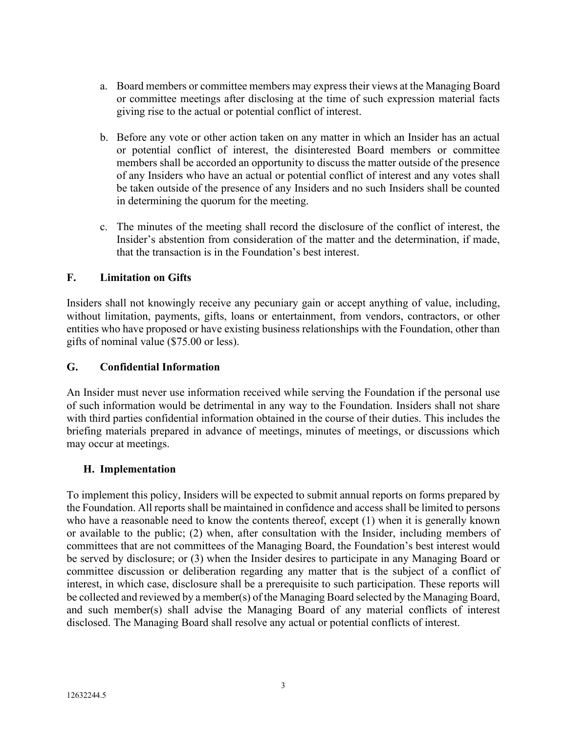a. Board members or committee members may express their views at the Managing Board or committee meetings after disclosing at the time of such expression material facts giving rise to the actual or potential conflict of interest.

b. Before any vote or other action taken on any matter in which an Insider has an actual or potential conflict of interest, the disinterested Board members or committee members shall be accorded an opportunity to discuss the matter outside of the presence of any Insiders who have an actual or potential conflict of interest and any votes shall be taken outside of the presence of any Insiders and no such Insiders shall be counted in determining the quorum for the meeting.

c. The minutes of the meeting shall record the disclosure of the conflict of interest, the Insider's abstention from consideration of the matter and the determination, if made, that the transaction is in the Foundation's best interest.

## F. Limitation on Gifts

Insiders shall not knowingly receive any pecuniary gain or accept anything of value, including, without limitation, payments, gifts, loans or entertainment, from vendors, contractors, or other entities who have proposed or have existing business relationships with the Foundation, other than gifts of nominal value ($75.00 or less).

## G. Confidential Information

An Insider must never use information received while serving the Foundation if the personal use of such information would be detrimental in any way to the Foundation. Insiders shall not share with third parties confidential information obtained in the course of their duties. This includes the briefing materials prepared in advance of meetings, minutes of meetings, or discussions which may occur at meetings.

## H. Implementation

To implement this policy, Insiders will be expected to submit annual reports on forms prepared by the Foundation. All reports shall be maintained in confidence and access shall be limited to persons who have a reasonable need to know the contents thereof, except (1) when it is generally known or available to the public; (2) when, after consultation with the Insider, including members of committees that are not committees of the Managing Board, the Foundation's best interest would be served by disclosure; or (3) when the Insider desires to participate in any Managing Board or committee discussion or deliberation regarding any matter that is the subject of a conflict of interest, in which case, disclosure shall be a prerequisite to such participation. These reports will be collected and reviewed by a member(s) of the Managing Board selected by the Managing Board, and such member(s) shall advise the Managing Board of any material conflicts of interest disclosed. The Managing Board shall resolve any actual or potential conflicts of interest.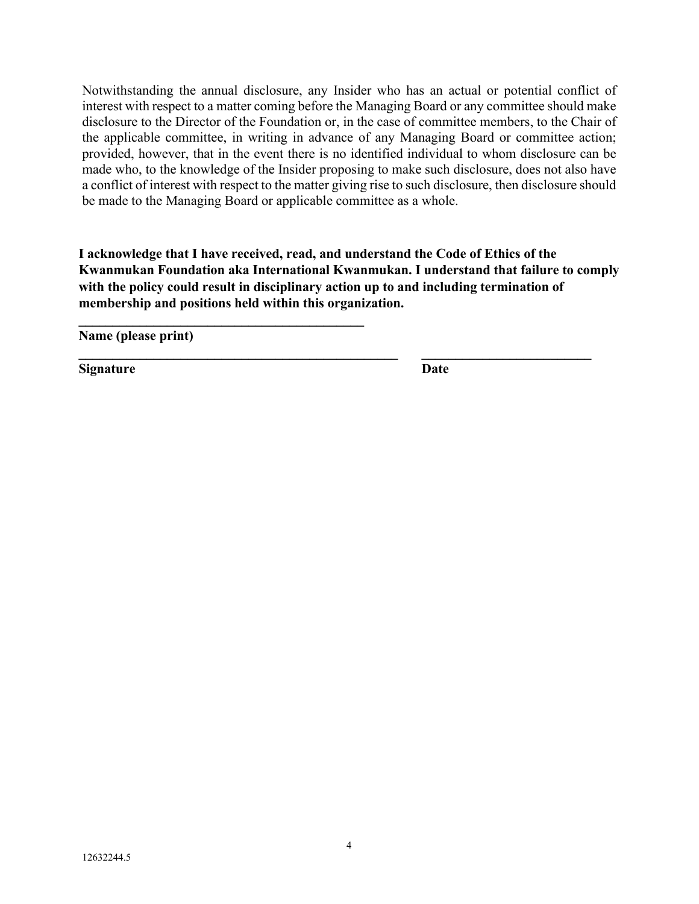Notwithstanding the annual disclosure, any Insider who has an actual or potential conflict of interest with respect to a matter coming before the Managing Board or any committee should make disclosure to the Director of the Foundation or, in the case of committee members, to the Chair of the applicable committee, in writing in advance of any Managing Board or committee action; provided, however, that in the event there is no identified individual to whom disclosure can be made who, to the knowledge of the Insider proposing to make such disclosure, does not also have a conflict of interest with respect to the matter giving rise to such disclosure, then disclosure should be made to the Managing Board or applicable committee as a whole.

**I acknowledge that I have received, read, and understand the Code of Ethics of the Kwanmukan Foundation aka International Kwanmukan. I understand that failure to comply with the policy could result in disciplinary action up to and including termination of membership and positions held within this organization.**

**\_\_\_\_\_\_\_\_\_\_\_\_\_\_\_\_\_\_\_\_\_\_\_\_\_\_\_\_\_\_\_\_\_\_\_\_\_\_\_\_\_\_\_\_**

**Name (please print)**

**\_\_\_\_\_\_\_\_\_\_\_\_\_\_\_\_\_\_\_\_\_\_\_\_\_\_\_\_\_\_\_\_\_\_\_\_\_\_\_\_\_\_\_\_\_\_\_\_\_\_** **\_\_\_\_\_\_\_\_\_\_\_\_\_\_\_\_\_\_\_\_\_\_\_\_\_\_\_**

**Signature** **Date**

12632244.5